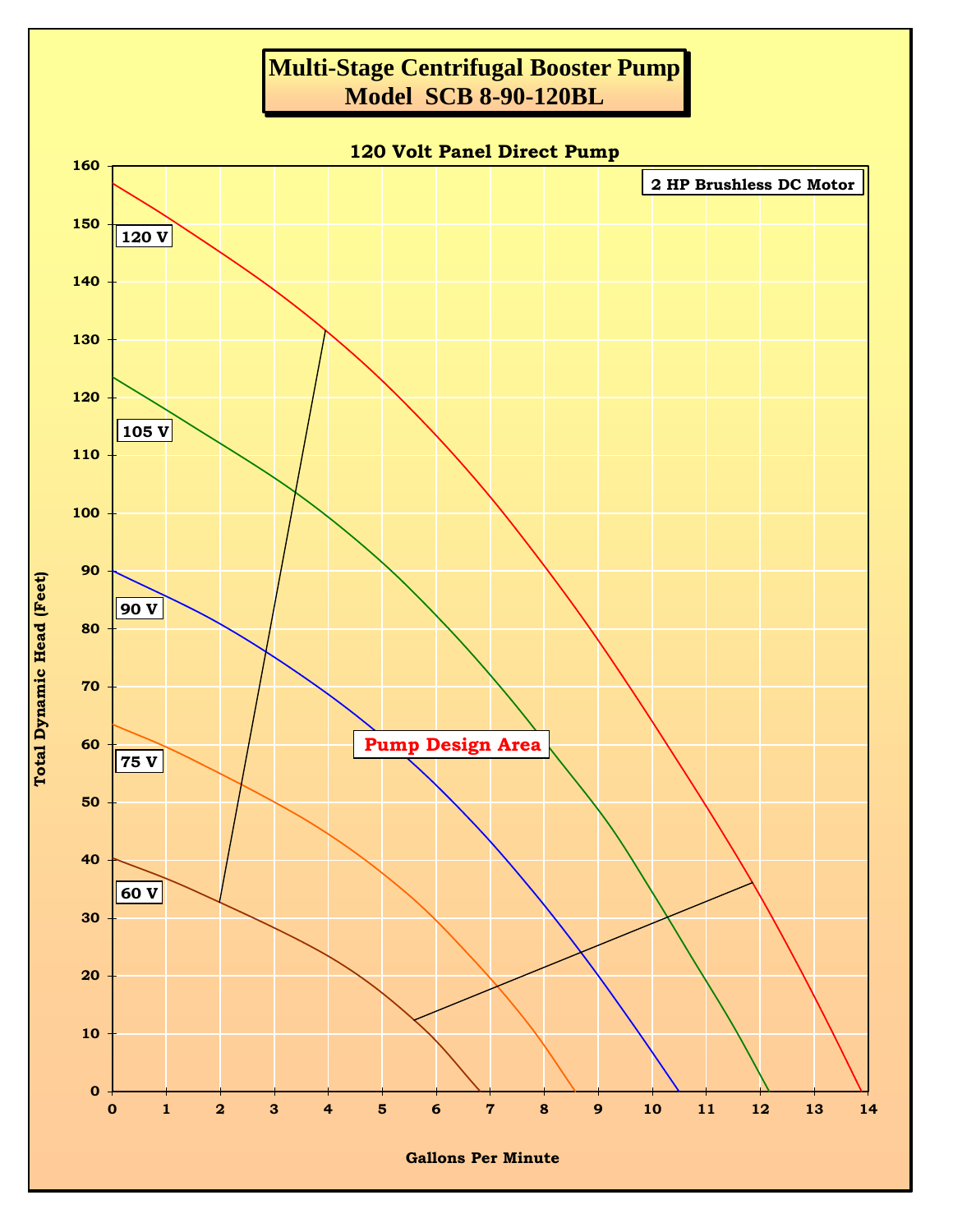# Multi-Stage Centrifugal Booster Pump
## Model SCB 8-90-120BL

### 120 Volt Panel Direct Pump

2 HP Brushless DC Motor

Total Dynamic Head (Feet)

160, 150, 140, 130, 120, 110, 100, 90, 80, 70, 60, 50, 40, 30, 20, 10, 0

120 V

105 V

90 V

75 V

60 V

Pump Design Area

0, 1, 2, 3, 4, 5, 6, 7, 8, 9, 10, 11, 12, 13, 14

Gallons Per Minute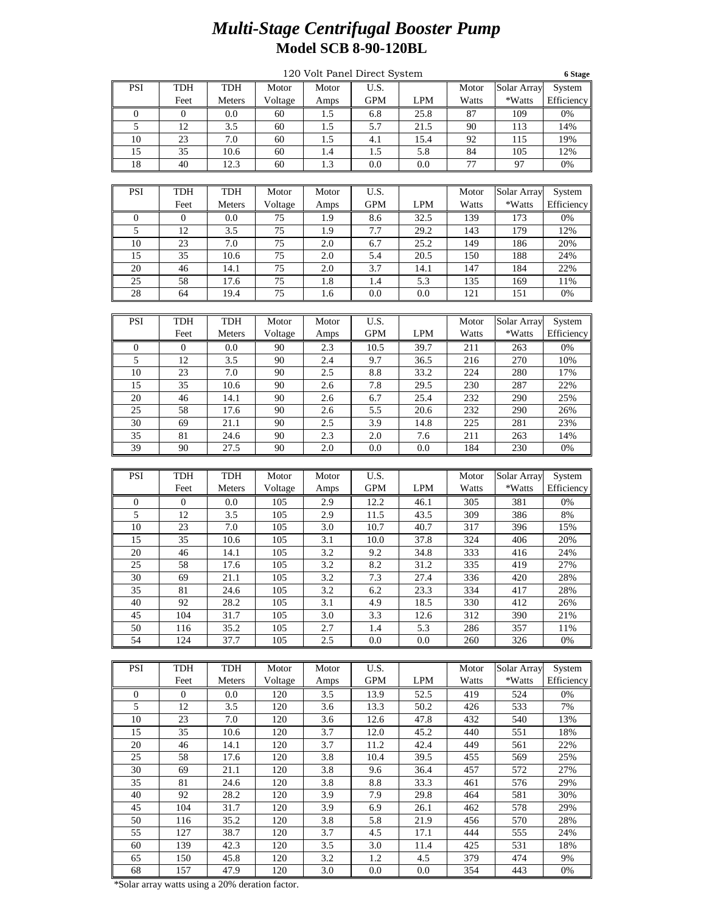# *Multi-Stage Centrifugal Booster Pump*

## Model SCB 8-90-120BL

120 Volt Panel Direct System **6 Stage**

| PSI | TDH Feet | TDH Meters | Motor Voltage | Motor Amps | U.S. GPM | LPM | Motor Watts | Solar Array *Watts | System Efficiency |
|---|---|---|---|---|---|---|---|---|---|
| 0 | 0 | 0.0 | 60 | 1.5 | 6.8 | 25.8 | 87 | 109 | 0% |
| 5 | 12 | 3.5 | 60 | 1.5 | 5.7 | 21.5 | 90 | 113 | 14% |
| 10 | 23 | 7.0 | 60 | 1.5 | 4.1 | 15.4 | 92 | 115 | 19% |
| 15 | 35 | 10.6 | 60 | 1.4 | 1.5 | 5.8 | 84 | 105 | 12% |
| 18 | 40 | 12.3 | 60 | 1.3 | 0.0 | 0.0 | 77 | 97 | 0% |

| PSI | TDH Feet | TDH Meters | Motor Voltage | Motor Amps | U.S. GPM | LPM | Motor Watts | Solar Array *Watts | System Efficiency |
|---|---|---|---|---|---|---|---|---|---|
| 0 | 0 | 0.0 | 75 | 1.9 | 8.6 | 32.5 | 139 | 173 | 0% |
| 5 | 12 | 3.5 | 75 | 1.9 | 7.7 | 29.2 | 143 | 179 | 12% |
| 10 | 23 | 7.0 | 75 | 2.0 | 6.7 | 25.2 | 149 | 186 | 20% |
| 15 | 35 | 10.6 | 75 | 2.0 | 5.4 | 20.5 | 150 | 188 | 24% |
| 20 | 46 | 14.1 | 75 | 2.0 | 3.7 | 14.1 | 147 | 184 | 22% |
| 25 | 58 | 17.6 | 75 | 1.8 | 1.4 | 5.3 | 135 | 169 | 11% |
| 28 | 64 | 19.4 | 75 | 1.6 | 0.0 | 0.0 | 121 | 151 | 0% |

| PSI | TDH Feet | TDH Meters | Motor Voltage | Motor Amps | U.S. GPM | LPM | Motor Watts | Solar Array *Watts | System Efficiency |
|---|---|---|---|---|---|---|---|---|---|
| 0 | 0 | 0.0 | 90 | 2.3 | 10.5 | 39.7 | 211 | 263 | 0% |
| 5 | 12 | 3.5 | 90 | 2.4 | 9.7 | 36.5 | 216 | 270 | 10% |
| 10 | 23 | 7.0 | 90 | 2.5 | 8.8 | 33.2 | 224 | 280 | 17% |
| 15 | 35 | 10.6 | 90 | 2.6 | 7.8 | 29.5 | 230 | 287 | 22% |
| 20 | 46 | 14.1 | 90 | 2.6 | 6.7 | 25.4 | 232 | 290 | 25% |
| 25 | 58 | 17.6 | 90 | 2.6 | 5.5 | 20.6 | 232 | 290 | 26% |
| 30 | 69 | 21.1 | 90 | 2.5 | 3.9 | 14.8 | 225 | 281 | 23% |
| 35 | 81 | 24.6 | 90 | 2.3 | 2.0 | 7.6 | 211 | 263 | 14% |
| 39 | 90 | 27.5 | 90 | 2.0 | 0.0 | 0.0 | 184 | 230 | 0% |

| PSI | TDH Feet | TDH Meters | Motor Voltage | Motor Amps | U.S. GPM | LPM | Motor Watts | Solar Array *Watts | System Efficiency |
|---|---|---|---|---|---|---|---|---|---|
| 0 | 0 | 0.0 | 105 | 2.9 | 12.2 | 46.1 | 305 | 381 | 0% |
| 5 | 12 | 3.5 | 105 | 2.9 | 11.5 | 43.5 | 309 | 386 | 8% |
| 10 | 23 | 7.0 | 105 | 3.0 | 10.7 | 40.7 | 317 | 396 | 15% |
| 15 | 35 | 10.6 | 105 | 3.1 | 10.0 | 37.8 | 324 | 406 | 20% |
| 20 | 46 | 14.1 | 105 | 3.2 | 9.2 | 34.8 | 333 | 416 | 24% |
| 25 | 58 | 17.6 | 105 | 3.2 | 8.2 | 31.2 | 335 | 419 | 27% |
| 30 | 69 | 21.1 | 105 | 3.2 | 7.3 | 27.4 | 336 | 420 | 28% |
| 35 | 81 | 24.6 | 105 | 3.2 | 6.2 | 23.3 | 334 | 417 | 28% |
| 40 | 92 | 28.2 | 105 | 3.1 | 4.9 | 18.5 | 330 | 412 | 26% |
| 45 | 104 | 31.7 | 105 | 3.0 | 3.3 | 12.6 | 312 | 390 | 21% |
| 50 | 116 | 35.2 | 105 | 2.7 | 1.4 | 5.3 | 286 | 357 | 11% |
| 54 | 124 | 37.7 | 105 | 2.5 | 0.0 | 0.0 | 260 | 326 | 0% |

| PSI | TDH Feet | TDH Meters | Motor Voltage | Motor Amps | U.S. GPM | LPM | Motor Watts | Solar Array *Watts | System Efficiency |
|---|---|---|---|---|---|---|---|---|---|
| 0 | 0 | 0.0 | 120 | 3.5 | 13.9 | 52.5 | 419 | 524 | 0% |
| 5 | 12 | 3.5 | 120 | 3.6 | 13.3 | 50.2 | 426 | 533 | 7% |
| 10 | 23 | 7.0 | 120 | 3.6 | 12.6 | 47.8 | 432 | 540 | 13% |
| 15 | 35 | 10.6 | 120 | 3.7 | 12.0 | 45.2 | 440 | 551 | 18% |
| 20 | 46 | 14.1 | 120 | 3.7 | 11.2 | 42.4 | 449 | 561 | 22% |
| 25 | 58 | 17.6 | 120 | 3.8 | 10.4 | 39.5 | 455 | 569 | 25% |
| 30 | 69 | 21.1 | 120 | 3.8 | 9.6 | 36.4 | 457 | 572 | 27% |
| 35 | 81 | 24.6 | 120 | 3.8 | 8.8 | 33.3 | 461 | 576 | 29% |
| 40 | 92 | 28.2 | 120 | 3.9 | 7.9 | 29.8 | 464 | 581 | 30% |
| 45 | 104 | 31.7 | 120 | 3.9 | 6.9 | 26.1 | 462 | 578 | 29% |
| 50 | 116 | 35.2 | 120 | 3.8 | 5.8 | 21.9 | 456 | 570 | 28% |
| 55 | 127 | 38.7 | 120 | 3.7 | 4.5 | 17.1 | 444 | 555 | 24% |
| 60 | 139 | 42.3 | 120 | 3.5 | 3.0 | 11.4 | 425 | 531 | 18% |
| 65 | 150 | 45.8 | 120 | 3.2 | 1.2 | 4.5 | 379 | 474 | 9% |
| 68 | 157 | 47.9 | 120 | 3.0 | 0.0 | 0.0 | 354 | 443 | 0% |

*Solar array watts using a 20% deration factor.